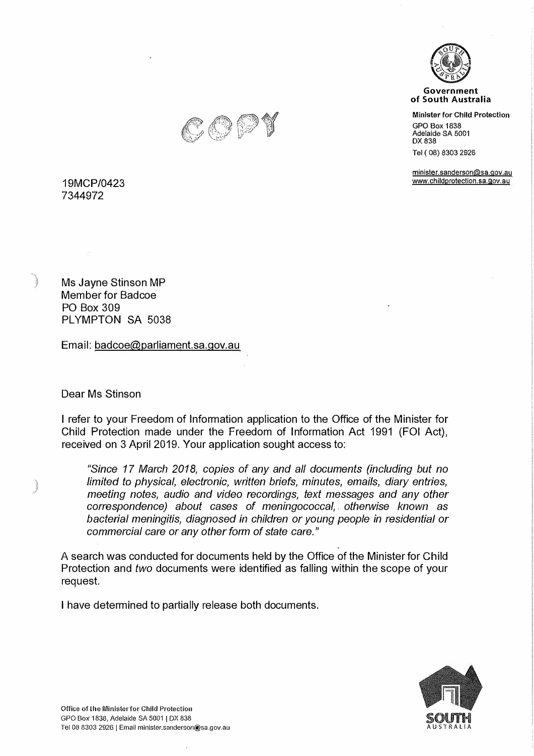**Government of South Australia**

**Minister for Child Protection**
GPO Box 1838
Adelaide SA 5001
DX 838
Tel ( 08) 8303 2926

minister.sanderson@sa.gov.au
www.childprotection.sa.gov.au

COPY

19MCP/0423
7344972

Ms Jayne Stinson MP
Member for Badcoe
PO Box 309
PLYMPTON SA 5038

Email: badcoe@parliament.sa.gov.au

Dear Ms Stinson

I refer to your Freedom of Information application to the Office of the Minister for Child Protection made under the Freedom of Information Act 1991 (FOI Act), received on 3 April 2019. Your application sought access to:

> *"Since 17 March 2018, copies of any and all documents (including but no limited to physical, electronic, written briefs, minutes, emails, diary entries, meeting notes, audio and video recordings, text messages and any other correspondence) about cases of meningococcal, otherwise known as bacterial meningitis, diagnosed in children or young people in residential or commercial care or any other form of state care."*

A search was conducted for documents held by the Office of the Minister for Child Protection and *two* documents were identified as falling within the scope of your request.

I have determined to partially release both documents.

Office of the Minister for Child Protection
GPO Box 1838, Adelaide SA 5001 | DX 838
Tel 08 8303 2926 | Email minister.sanderson@sa.gov.au

SOUTH AUSTRALIA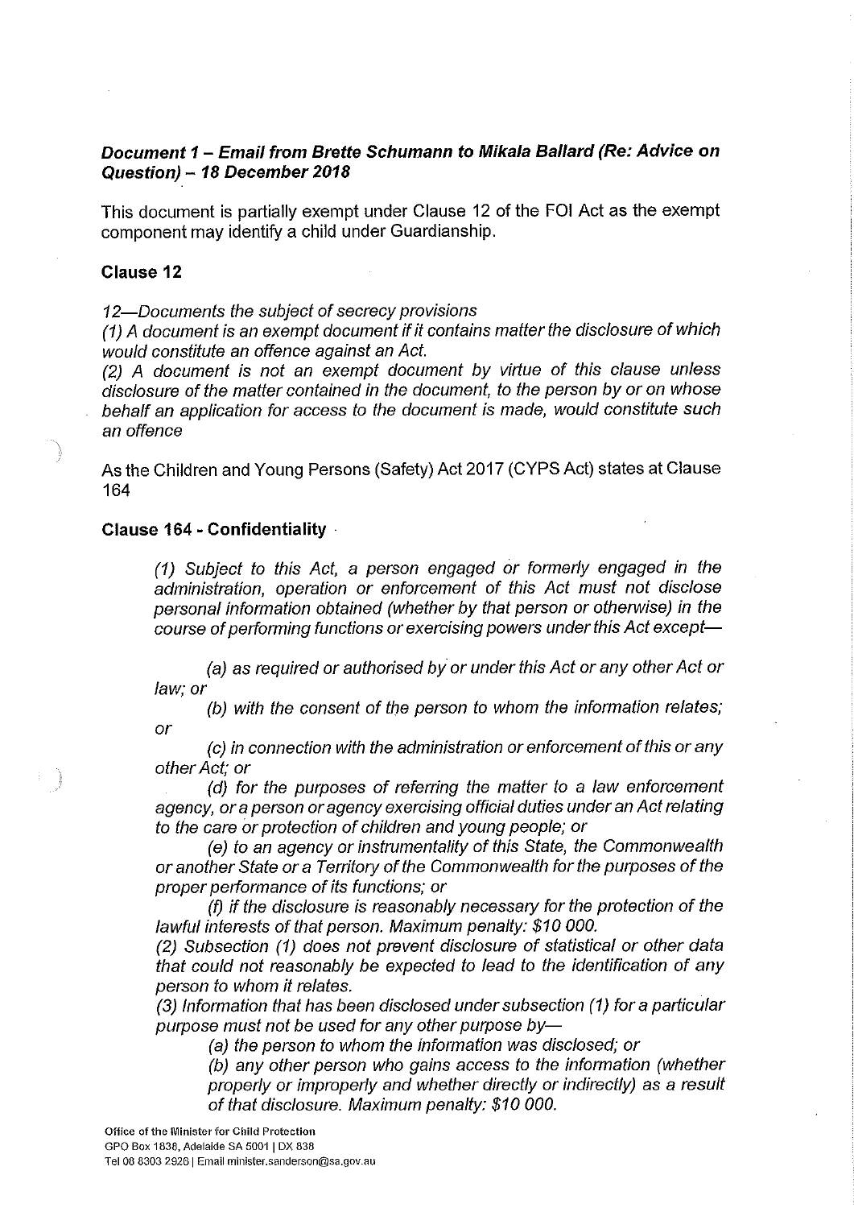***Document 1 – Email from Brette Schumann to Mikala Ballard (Re: Advice on Question) – 18 December 2018***

This document is partially exempt under Clause 12 of the FOI Act as the exempt component may identify a child under Guardianship.

**Clause 12**

*12—Documents the subject of secrecy provisions*
*(1) A document is an exempt document if it contains matter the disclosure of which would constitute an offence against an Act.*
*(2) A document is not an exempt document by virtue of this clause unless disclosure of the matter contained in the document, to the person by or on whose behalf an application for access to the document is made, would constitute such an offence*

As the Children and Young Persons (Safety) Act 2017 (CYPS Act) states at Clause 164

**Clause 164 - Confidentiality**

> *(1) Subject to this Act, a person engaged or formerly engaged in the administration, operation or enforcement of this Act must not disclose personal information obtained (whether by that person or otherwise) in the course of performing functions or exercising powers under this Act except—*
>
> *(a) as required or authorised by or under this Act or any other Act or law; or*
>
> *(b) with the consent of the person to whom the information relates; or*
>
> *(c) in connection with the administration or enforcement of this or any other Act; or*
>
> *(d) for the purposes of referring the matter to a law enforcement agency, or a person or agency exercising official duties under an Act relating to the care or protection of children and young people; or*
>
> *(e) to an agency or instrumentality of this State, the Commonwealth or another State or a Territory of the Commonwealth for the purposes of the proper performance of its functions; or*
>
> *(f) if the disclosure is reasonably necessary for the protection of the lawful interests of that person. Maximum penalty: $10 000.*
>
> *(2) Subsection (1) does not prevent disclosure of statistical or other data that could not reasonably be expected to lead to the identification of any person to whom it relates.*
>
> *(3) Information that has been disclosed under subsection (1) for a particular purpose must not be used for any other purpose by—*
>
> *(a) the person to whom the information was disclosed; or*
>
> *(b) any other person who gains access to the information (whether properly or improperly and whether directly or indirectly) as a result of that disclosure. Maximum penalty: $10 000.*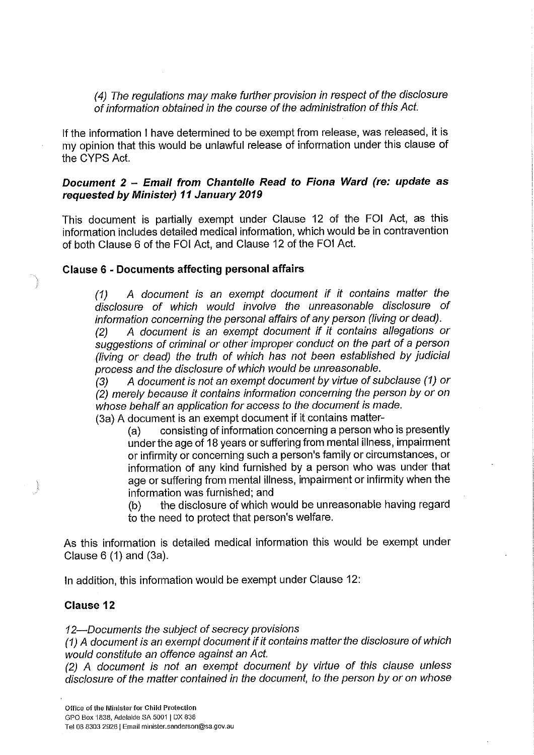*(4) The regulations may make further provision in respect of the disclosure of information obtained in the course of the administration of this Act.*

If the information I have determined to be exempt from release, was released, it is my opinion that this would be unlawful release of information under this clause of the CYPS Act.

### ***Document 2 – Email from Chantelle Read to Fiona Ward (re: update as requested by Minister) 11 January 2019***

This document is partially exempt under Clause 12 of the FOI Act, as this information includes detailed medical information, which would be in contravention of both Clause 6 of the FOI Act, and Clause 12 of the FOI Act.

### **Clause 6 - Documents affecting personal affairs**

> *(1) A document is an exempt document if it contains matter the disclosure of which would involve the unreasonable disclosure of information concerning the personal affairs of any person (living or dead).*
>
> *(2) A document is an exempt document if it contains allegations or suggestions of criminal or other improper conduct on the part of a person (living or dead) the truth of which has not been established by judicial process and the disclosure of which would be unreasonable.*
>
> *(3) A document is not an exempt document by virtue of subclause (1) or (2) merely because it contains information concerning the person by or on whose behalf an application for access to the document is made.*
>
> (3a) A document is an exempt document if it contains matter-
>
> (a) consisting of information concerning a person who is presently under the age of 18 years or suffering from mental illness, impairment or infirmity or concerning such a person's family or circumstances, or information of any kind furnished by a person who was under that age or suffering from mental illness, impairment or infirmity when the information was furnished; and
>
> (b) the disclosure of which would be unreasonable having regard to the need to protect that person's welfare.

As this information is detailed medical information this would be exempt under Clause 6 (1) and (3a).

In addition, this information would be exempt under Clause 12:

### **Clause 12**

*12—Documents the subject of secrecy provisions*

*(1) A document is an exempt document if it contains matter the disclosure of which would constitute an offence against an Act.*

*(2) A document is not an exempt document by virtue of this clause unless disclosure of the matter contained in the document, to the person by or on whose*

Office of the Minister for Child Protection
GPO Box 1838, Adelaide SA 5001 | DX 838
Tel 08 8303 2926 | Email minister.sanderson@sa.gov.au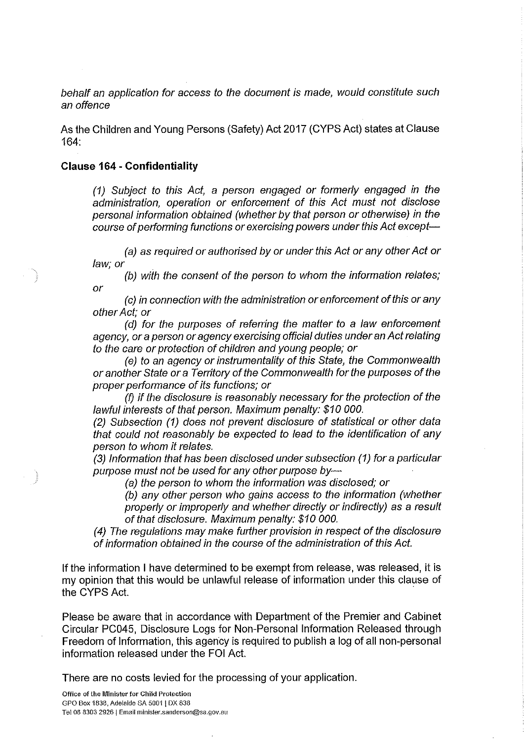*behalf an application for access to the document is made, would constitute such an offence*

As the Children and Young Persons (Safety) Act 2017 (CYPS Act) states at Clause 164:

**Clause 164 - Confidentiality**

> *(1) Subject to this Act, a person engaged or formerly engaged in the administration, operation or enforcement of this Act must not disclose personal information obtained (whether by that person or otherwise) in the course of performing functions or exercising powers under this Act except—*
>
> *(a) as required or authorised by or under this Act or any other Act or law; or*
>
> *(b) with the consent of the person to whom the information relates; or*
>
> *(c) in connection with the administration or enforcement of this or any other Act; or*
>
> *(d) for the purposes of referring the matter to a law enforcement agency, or a person or agency exercising official duties under an Act relating to the care or protection of children and young people; or*
>
> *(e) to an agency or instrumentality of this State, the Commonwealth or another State or a Territory of the Commonwealth for the purposes of the proper performance of its functions; or*
>
> *(f) if the disclosure is reasonably necessary for the protection of the lawful interests of that person. Maximum penalty: $10 000.*
>
> *(2) Subsection (1) does not prevent disclosure of statistical or other data that could not reasonably be expected to lead to the identification of any person to whom it relates.*
>
> *(3) Information that has been disclosed under subsection (1) for a particular purpose must not be used for any other purpose by—*
>
> *(a) the person to whom the information was disclosed; or*
>
> *(b) any other person who gains access to the information (whether properly or improperly and whether directly or indirectly) as a result of that disclosure. Maximum penalty: $10 000.*
>
> *(4) The regulations may make further provision in respect of the disclosure of information obtained in the course of the administration of this Act.*

If the information I have determined to be exempt from release, was released, it is my opinion that this would be unlawful release of information under this clause of the CYPS Act.

Please be aware that in accordance with Department of the Premier and Cabinet Circular PC045, Disclosure Logs for Non-Personal Information Released through Freedom of Information, this agency is required to publish a log of all non-personal information released under the FOI Act.

There are no costs levied for the processing of your application.

Office of the Minister for Child Protection
GPO Box 1838, Adelaide SA 5001 | DX 838
Tel 08 8303 2926 | Email minister.sanderson@sa.gov.au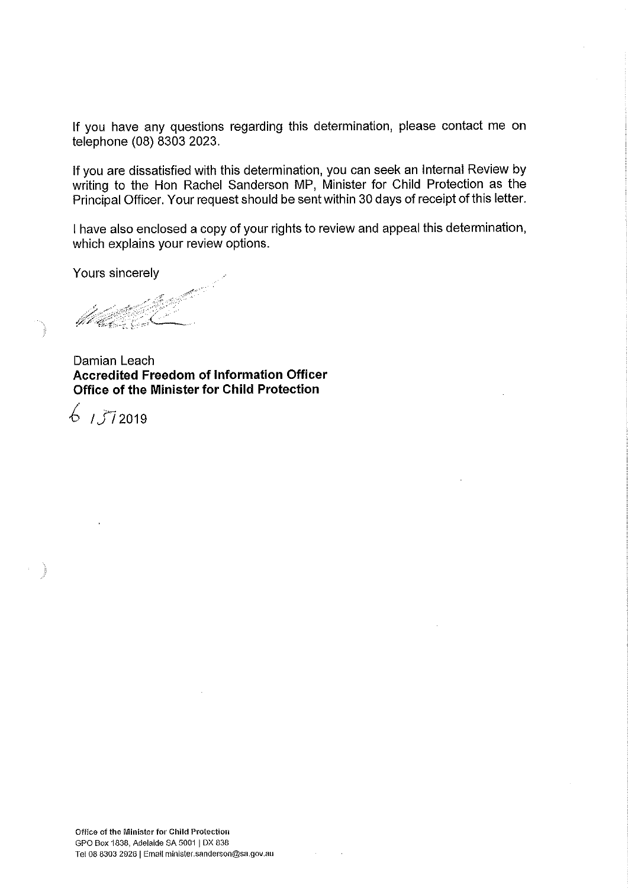If you have any questions regarding this determination, please contact me on telephone (08) 8303 2023.

If you are dissatisfied with this determination, you can seek an Internal Review by writing to the Hon Rachel Sanderson MP, Minister for Child Protection as the Principal Officer. Your request should be sent within 30 days of receipt of this letter.

I have also enclosed a copy of your rights to review and appeal this determination, which explains your review options.

Yours sincerely

Damian Leach
**Accredited Freedom of Information Officer**
**Office of the Minister for Child Protection**

6 / 5 / 2019

Office of the Minister for Child Protection
GPO Box 1838, Adelaide SA 5001 | DX 838
Tel 08 8303 2926 | Email minister.sanderson@sa.gov.au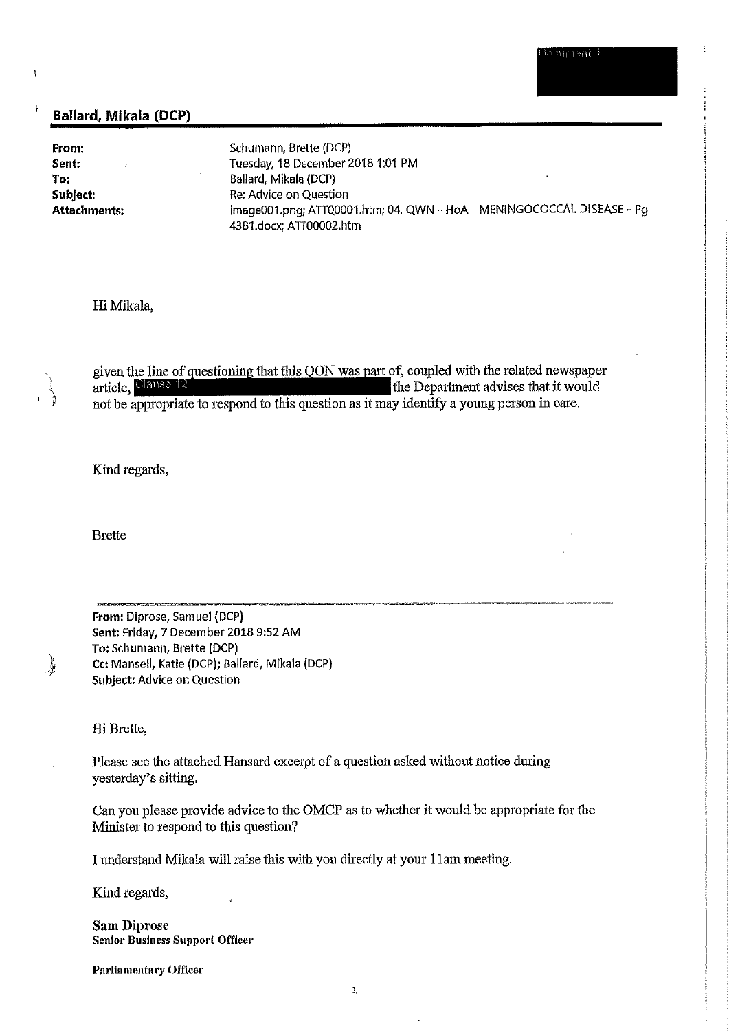**Ballard, Mikala (DCP)**

| | |
|---|---|
| **From:** | Schumann, Brette (DCP) |
| **Sent:** | Tuesday, 18 December 2018 1:01 PM |
| **To:** | Ballard, Mikala (DCP) |
| **Subject:** | Re: Advice on Question |
| **Attachments:** | image001.png; ATT00001.htm; 04. QWN - HoA - MENINGOCOCCAL DISEASE - Pg 4381.docx; ATT00002.htm |

Hi Mikala,

given the line of questioning that this QON was part of, coupled with the related newspaper article, Clause 12 [redacted] the Department advises that it would not be appropriate to respond to this question as it may identify a young person in care.

Kind regards,

Brette

---

**From:** Diprose, Samuel (DCP)
**Sent:** Friday, 7 December 2018 9:52 AM
**To:** Schumann, Brette (DCP)
**Cc:** Mansell, Katie (DCP); Ballard, Mikala (DCP)
**Subject:** Advice on Question

Hi Brette,

Please see the attached Hansard excerpt of a question asked without notice during yesterday's sitting.

Can you please provide advice to the OMCP as to whether it would be appropriate for the Minister to respond to this question?

I understand Mikala will raise this with you directly at your 11am meeting.

Kind regards,

**Sam Diprose**
**Senior Business Support Officer**

**Parliamentary Officer**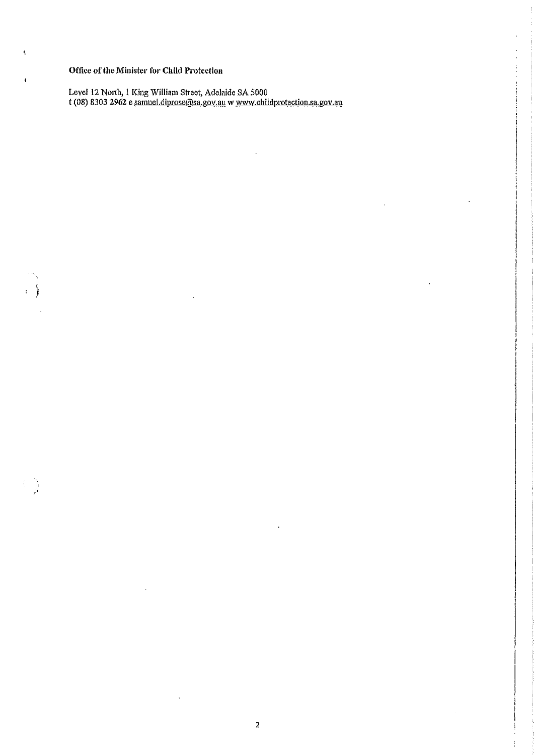**Office of the Minister for Child Protection**

Level 12 North, 1 King William Street, Adelaide SA 5000
t (08) 8303 2962 e samuel.diprose@sa.gov.au w www.childprotection.sa.gov.au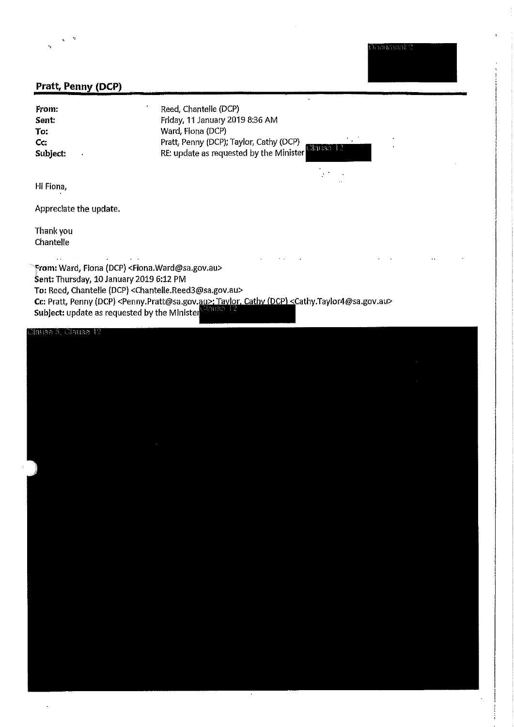Document 2

## Pratt, Penny (DCP)

**From:** Reed, Chantelle (DCP)
**Sent:** Friday, 11 January 2019 8:36 AM
**To:** Ward, Fiona (DCP)
**Cc:** Pratt, Penny (DCP); Taylor, Cathy (DCP)
**Subject:** RE: update as requested by the Minister Clause 12

Hi Fiona,

Appreciate the update.

Thank you
Chantelle

**From:** Ward, Fiona (DCP) <Fiona.Ward@sa.gov.au>
**Sent:** Thursday, 10 January 2019 6:12 PM
**To:** Reed, Chantelle (DCP) <Chantelle.Reed3@sa.gov.au>
**Cc:** Pratt, Penny (DCP) <Penny.Pratt@sa.gov.au>; Taylor, Cathy (DCP) <Cathy.Taylor4@sa.gov.au>
**Subject:** update as requested by the Minister Clause 12

Clause 6, Clause 12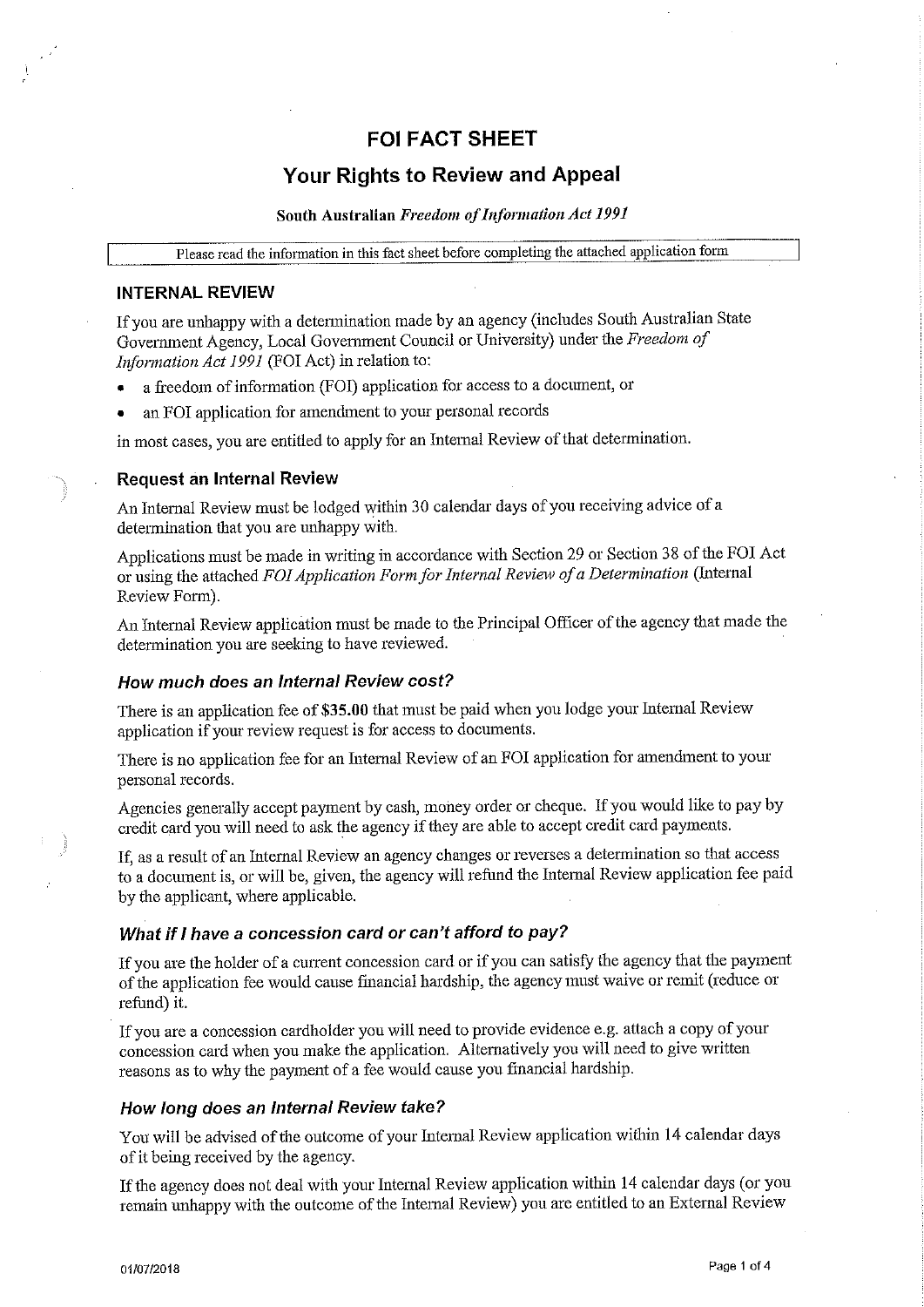# FOI FACT SHEET

## Your Rights to Review and Appeal

**South Australian *Freedom of Information Act 1991***

| Please read the information in this fact sheet before completing the attached application form |
| --- |

## INTERNAL REVIEW

If you are unhappy with a determination made by an agency (includes South Australian State Government Agency, Local Government Council or University) under the *Freedom of Information Act 1991* (FOI Act) in relation to:

- a freedom of information (FOI) application for access to a document, or
- an FOI application for amendment to your personal records

in most cases, you are entitled to apply for an Internal Review of that determination.

### Request an Internal Review

An Internal Review must be lodged within 30 calendar days of you receiving advice of a determination that you are unhappy with.

Applications must be made in writing in accordance with Section 29 or Section 38 of the FOI Act or using the attached *FOI Application Form for Internal Review of a Determination* (Internal Review Form).

An Internal Review application must be made to the Principal Officer of the agency that made the determination you are seeking to have reviewed.

### *How much does an Internal Review cost?*

There is an application fee of **$35.00** that must be paid when you lodge your Internal Review application if your review request is for access to documents.

There is no application fee for an Internal Review of an FOI application for amendment to your personal records.

Agencies generally accept payment by cash, money order or cheque. If you would like to pay by credit card you will need to ask the agency if they are able to accept credit card payments.

If, as a result of an Internal Review an agency changes or reverses a determination so that access to a document is, or will be, given, the agency will refund the Internal Review application fee paid by the applicant, where applicable.

### *What if I have a concession card or can't afford to pay?*

If you are the holder of a current concession card or if you can satisfy the agency that the payment of the application fee would cause financial hardship, the agency must waive or remit (reduce or refund) it.

If you are a concession cardholder you will need to provide evidence e.g. attach a copy of your concession card when you make the application. Alternatively you will need to give written reasons as to why the payment of a fee would cause you financial hardship.

### *How long does an Internal Review take?*

You will be advised of the outcome of your Internal Review application within 14 calendar days of it being received by the agency.

If the agency does not deal with your Internal Review application within 14 calendar days (or you remain unhappy with the outcome of the Internal Review) you are entitled to an External Review

01/07/2018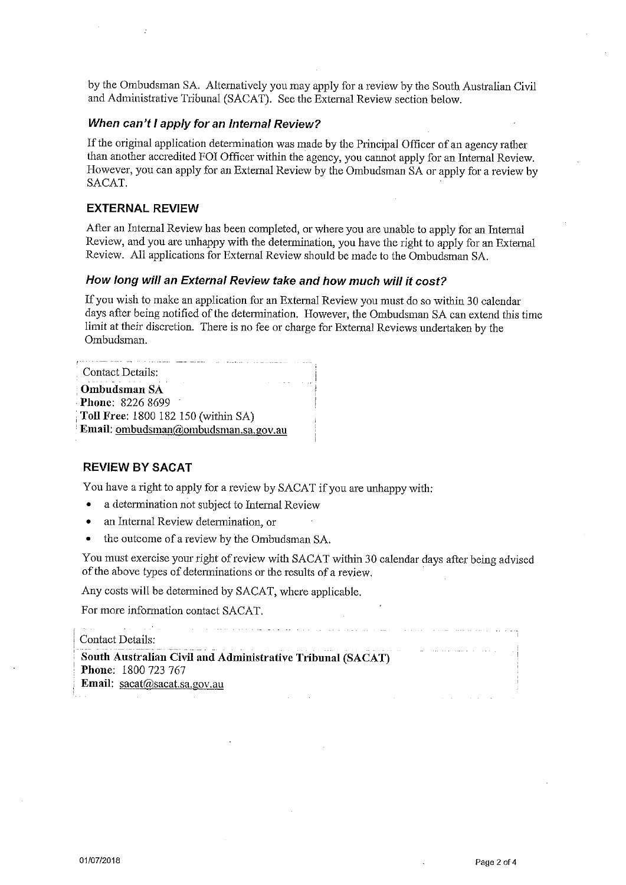by the Ombudsman SA. Alternatively you may apply for a review by the South Australian Civil and Administrative Tribunal (SACAT). See the External Review section below.

### *When can't I apply for an Internal Review?*

If the original application determination was made by the Principal Officer of an agency rather than another accredited FOI Officer within the agency, you cannot apply for an Internal Review. However, you can apply for an External Review by the Ombudsman SA or apply for a review by SACAT.

## EXTERNAL REVIEW

After an Internal Review has been completed, or where you are unable to apply for an Internal Review, and you are unhappy with the determination, you have the right to apply for an External Review. All applications for External Review should be made to the Ombudsman SA.

### *How long will an External Review take and how much will it cost?*

If you wish to make an application for an External Review you must do so within 30 calendar days after being notified of the determination. However, the Ombudsman SA can extend this time limit at their discretion. There is no fee or charge for External Reviews undertaken by the Ombudsman.

Contact Details:
**Ombudsman SA**
**Phone**: 8226 8699
**Toll Free**: 1800 182 150 (within SA)
**Email**: ombudsman@ombudsman.sa.gov.au

## REVIEW BY SACAT

You have a right to apply for a review by SACAT if you are unhappy with:

- a determination not subject to Internal Review
- an Internal Review determination, or
- the outcome of a review by the Ombudsman SA.

You must exercise your right of review with SACAT within 30 calendar days after being advised of the above types of determinations or the results of a review.

Any costs will be determined by SACAT, where applicable.

For more information contact SACAT.

Contact Details:
**South Australian Civil and Administrative Tribunal (SACAT)**
**Phone**: 1800 723 767
**Email**: sacat@sacat.sa.gov.au

01/07/2018